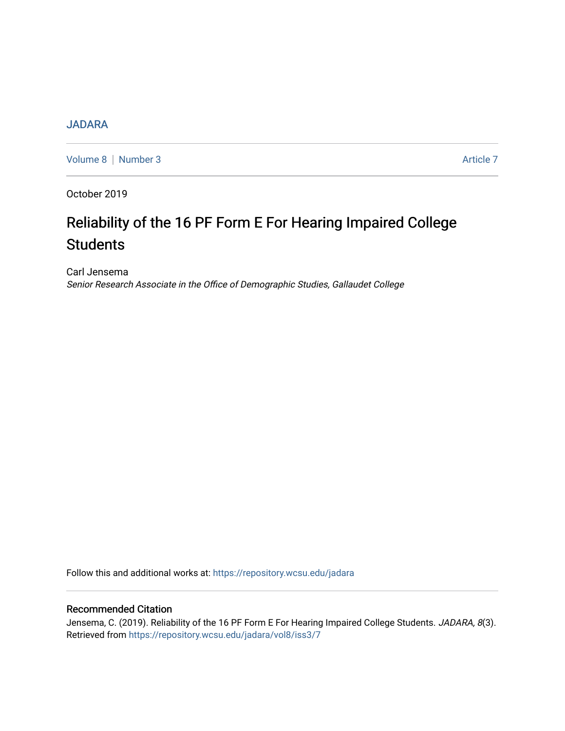JADARA

Volume 8 | Number 3 Article 7

October 2019

# Reliability of the 16 PF Form E For Hearing Impaired College Students

Carl Jensema

*Senior Research Associate in the Office of Demographic Studies, Gallaudet College*

Follow this and additional works at: https://repository.wcsu.edu/jadara

## Recommended Citation

Jensema, C. (2019). Reliability of the 16 PF Form E For Hearing Impaired College Students. *JADARA, 8*(3). Retrieved from https://repository.wcsu.edu/jadara/vol8/iss3/7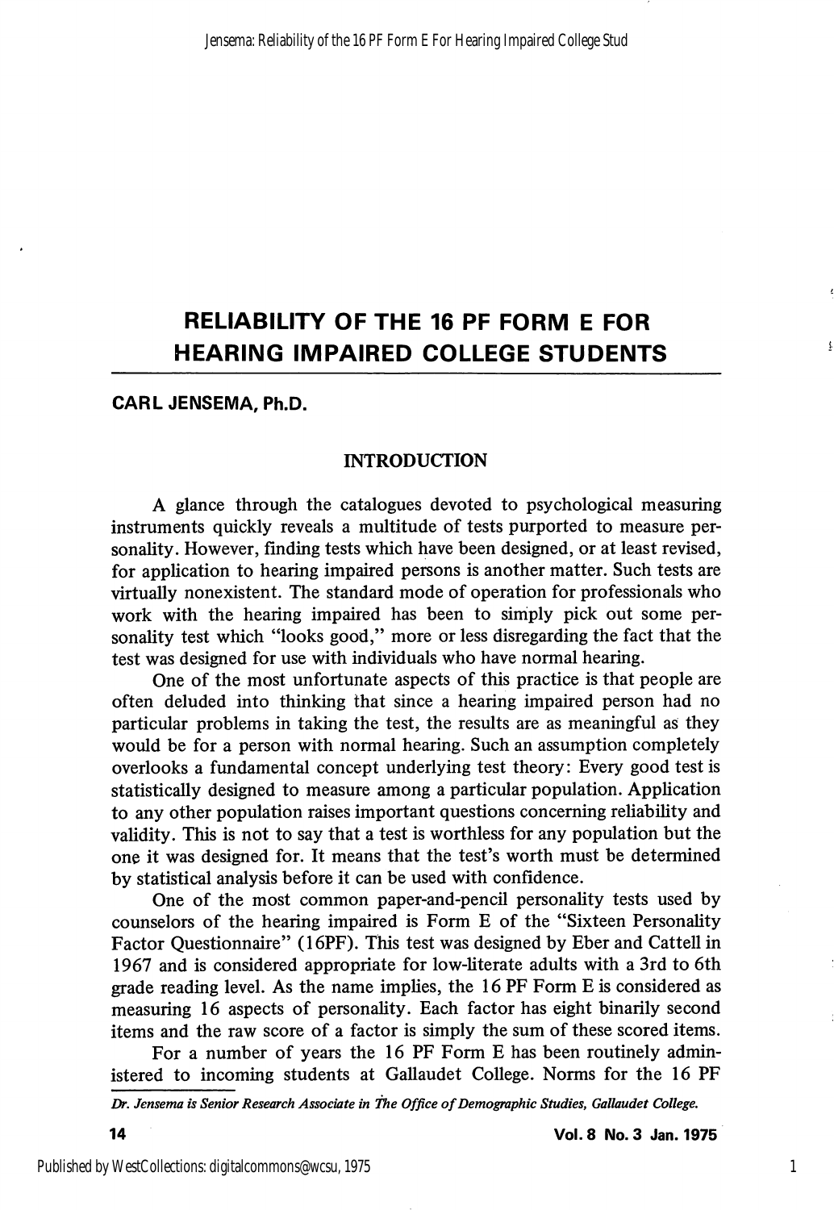# RELIABILITY OF THE 16 PF FORM E FOR HEARING IMPAIRED COLLEGE STUDENTS

**CARL JENSEMA, Ph.D.**

## INTRODUCTION

A glance through the catalogues devoted to psychological measuring instruments quickly reveals a multitude of tests purported to measure personality. However, finding tests which have been designed, or at least revised, for application to hearing impaired persons is another matter. Such tests are virtually nonexistent. The standard mode of operation for professionals who work with the hearing impaired has been to simply pick out some personality test which "looks good," more or less disregarding the fact that the test was designed for use with individuals who have normal hearing.

One of the most unfortunate aspects of this practice is that people are often deluded into thinking that since a hearing impaired person had no particular problems in taking the test, the results are as meaningful as they would be for a person with normal hearing. Such an assumption completely overlooks a fundamental concept underlying test theory: Every good test is statistically designed to measure among a particular population. Application to any other population raises important questions concerning reliability and validity. This is not to say that a test is worthless for any population but the one it was designed for. It means that the test's worth must be determined by statistical analysis before it can be used with confidence.

One of the most common paper-and-pencil personality tests used by counselors of the hearing impaired is Form E of the "Sixteen Personality Factor Questionnaire" (16PF). This test was designed by Eber and Cattell in 1967 and is considered appropriate for low-literate adults with a 3rd to 6th grade reading level. As the name implies, the 16 PF Form E is considered as measuring 16 aspects of personality. Each factor has eight binarily second items and the raw score of a factor is simply the sum of these scored items.

For a number of years the 16 PF Form E has been routinely administered to incoming students at Gallaudet College. Norms for the 16 PF

*Dr. Jensema is Senior Research Associate in The Office of Demographic Studies, Gallaudet College.*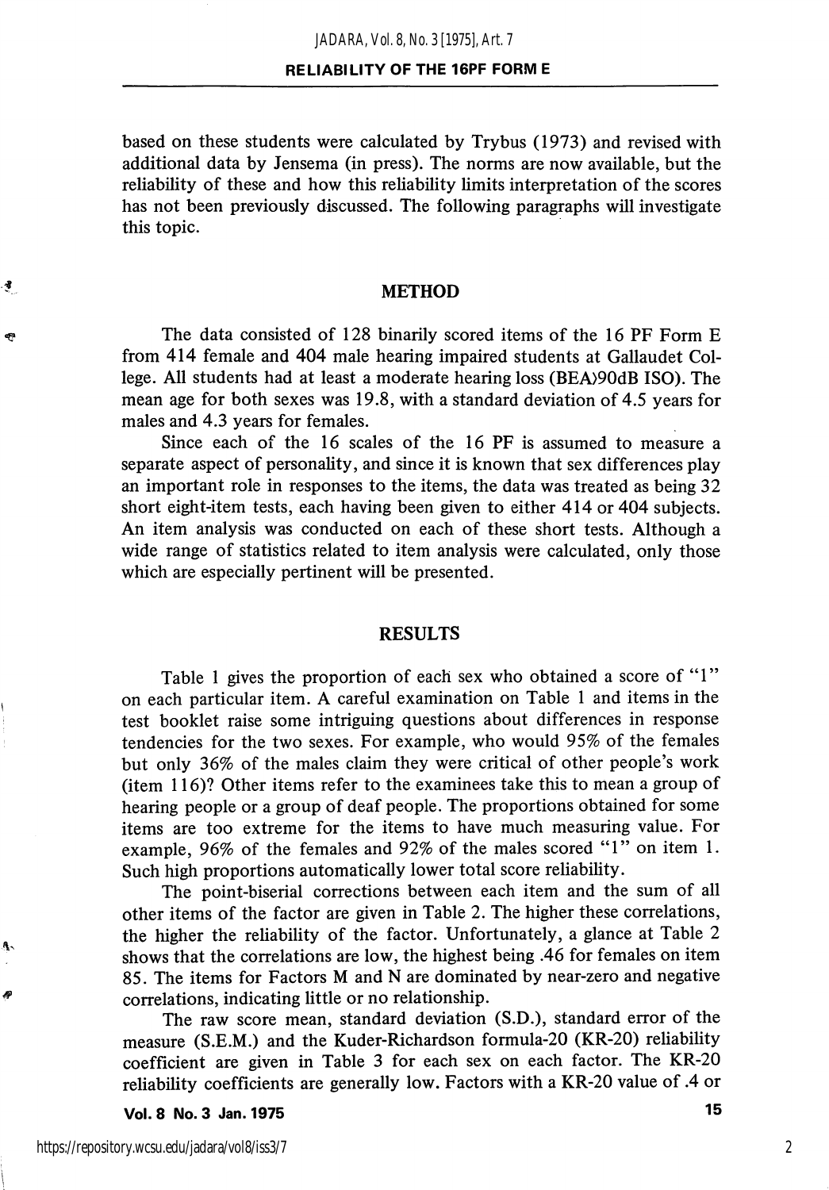based on these students were calculated by Trybus (1973) and revised with additional data by Jensema (in press). The norms are now available, but the reliability of these and how this reliability limits interpretation of the scores has not been previously discussed. The following paragraphs will investigate this topic.

## METHOD

The data consisted of 128 binarily scored items of the 16 PF Form E from 414 female and 404 male hearing impaired students at Gallaudet College. All students had at least a moderate hearing loss (BEA)90dB ISO). The mean age for both sexes was 19.8, with a standard deviation of 4.5 years for males and 4.3 years for females.

Since each of the 16 scales of the 16 PF is assumed to measure a separate aspect of personality, and since it is known that sex differences play an important role in responses to the items, the data was treated as being 32 short eight-item tests, each having been given to either 414 or 404 subjects. An item analysis was conducted on each of these short tests. Although a wide range of statistics related to item analysis were calculated, only those which are especially pertinent will be presented.

## RESULTS

Table 1 gives the proportion of each sex who obtained a score of "1" on each particular item. A careful examination on Table 1 and items in the test booklet raise some intriguing questions about differences in response tendencies for the two sexes. For example, who would 95% of the females but only 36% of the males claim they were critical of other people's work (item 116)? Other items refer to the examinees take this to mean a group of hearing people or a group of deaf people. The proportions obtained for some items are too extreme for the items to have much measuring value. For example, 96% of the females and 92% of the males scored "1" on item 1. Such high proportions automatically lower total score reliability.

The point-biserial corrections between each item and the sum of all other items of the factor are given in Table 2. The higher these correlations, the higher the reliability of the factor. Unfortunately, a glance at Table 2 shows that the correlations are low, the highest being .46 for females on item 85. The items for Factors M and N are dominated by near-zero and negative correlations, indicating little or no relationship.

The raw score mean, standard deviation (S.D.), standard error of the measure (S.E.M.) and the Kuder-Richardson formula-20 (KR-20) reliability coefficient are given in Table 3 for each sex on each factor. The KR-20 reliability coefficients are generally low. Factors with a KR-20 value of .4 or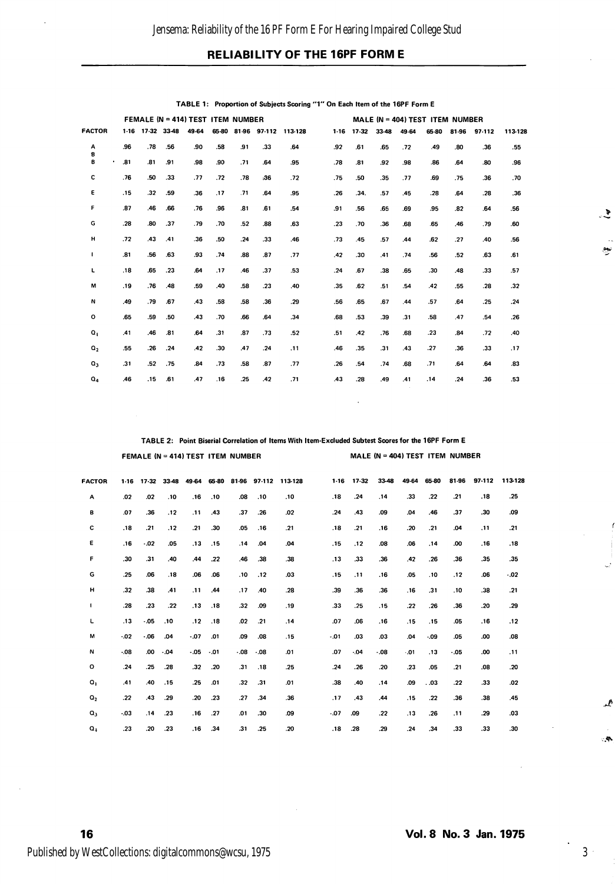## RELIABILITY OF THE 16PF FORM E

**TABLE 1: Proportion of Subjects Scoring "1" On Each Item of the 16PF Form E**

| FACTOR | FEMALE (N = 414) TEST ITEM NUMBER | | | | | | | | MALE (N = 404) TEST ITEM NUMBER | | | | | | | |
|---|---|---|---|---|---|---|---|---|---|---|---|---|---|---|---|---|
| | 1-16 | 17-32 | 33-48 | 49-64 | 65-80 | 81-96 | 97-112 | 113-128 | 1-16 | 17-32 | 33-48 | 49-64 | 65-80 | 81-96 | 97-112 | 113-128 |
| A | .96 | .78 | .56 | .90 | .58 | .91 | .33 | .64 | .92 | .61 | .65 | .72 | .49 | .80 | .36 | .55 |
| B | .81 | .81 | .91 | .98 | .90 | .71 | .64 | .95 | .78 | .81 | .92 | .98 | .86 | .64 | .80 | .96 |
| C | .76 | .50 | .33 | .77 | .72 | .78 | .36 | .72 | .75 | .50 | .35 | .77 | .69 | .75 | .36 | .70 |
| E | .15 | .32 | .59 | .36 | .17 | .71 | .64 | .95 | .26 | .34. | .57 | .45 | .28 | .64 | .28 | .36 |
| F | .87 | .46 | .66 | .76 | .96 | .81 | .61 | .54 | .91 | .56 | .65 | .69 | .95 | .82 | .64 | .56 |
| G | .28 | .80 | .37 | .79 | .70 | .52 | .88 | .63 | .23 | .70 | .36 | .68 | .65 | .46 | .79 | .60 |
| H | .72 | .43 | .41 | .36 | .50 | .24 | .33 | .46 | .73 | .45 | .57 | .44 | .62 | .27 | .40 | .56 |
| I | .81 | .56 | .63 | .93 | .74 | .88 | .87 | .77 | .42 | .30 | .41 | .74 | .56 | .52 | .63 | .61 |
| L | .18 | .65 | .23 | .64 | .17 | .46 | .37 | .53 | .24 | .67 | .38 | .65 | .30 | .48 | .33 | .57 |
| M | .19 | .76 | .48 | .59 | .40 | .58 | .23 | .40 | .35 | .62 | .51 | .54 | .42 | .55 | .28 | .32 |
| N | .49 | .79 | .67 | .43 | .58 | .58 | .36 | .29 | .56 | .65 | .67 | .44 | .57 | .64 | .25 | .24 |
| O | .65 | .59 | .50 | .43 | .70 | .66 | .64 | .34 | .68 | .53 | .39 | .31 | .58 | .47 | .54 | .26 |
| $Q_1$ | .41 | .46 | .81 | .64 | .31 | .87 | .73 | .52 | .51 | .42 | .76 | .68 | .23 | .84 | .72 | .40 |
| $Q_2$ | .55 | .26 | .24 | .42 | .30 | .47 | .24 | .11 | .46 | .35 | .31 | .43 | .27 | .36 | .33 | .17 |
| $Q_3$ | .31 | .52 | .75 | .84 | .73 | .58 | .87 | .77 | .26 | .54 | .74 | .68 | .71 | .64 | .64 | .83 |
| $Q_4$ | .46 | .15 | .61 | .47 | .16 | .25 | .42 | .71 | .43 | .28 | .49 | .41 | .14 | .24 | .36 | .53 |

**TABLE 2: Point Biserial Correlation of Items With Item-Excluded Subtest Scores for the 16PF Form E**

| FACTOR | FEMALE (N = 414) TEST ITEM NUMBER | | | | | | | | MALE (N = 404) TEST ITEM NUMBER | | | | | | | |
|---|---|---|---|---|---|---|---|---|---|---|---|---|---|---|---|---|
| | 1-16 | 17-32 | 33-48 | 49-64 | 65-80 | 81-96 | 97-112 | 113-128 | 1-16 | 17-32 | 33-48 | 49-64 | 65-80 | 81-96 | 97-112 | 113-128 |
| A | .02 | .02 | .10 | .16 | .10 | .08 | .10 | .10 | .18 | .24 | .14 | .33 | .22 | .21 | .18 | .25 |
| B | .07 | .36 | .12 | .11 | .43 | .37 | .26 | .02 | .24 | .43 | .09 | .04 | .46 | .37 | .30 | .09 |
| C | .18 | .21 | .12 | .21 | .30 | .05 | .16 | .21 | .18 | .21 | .16 | .20 | .21 | .04 | .11 | .21 |
| E | .16 | -.02 | .05 | .13 | .15 | .14 | .04 | .04 | .15 | .12 | .08 | .06 | .14 | .00 | .16 | .18 |
| F | .30 | .31 | .40 | .44 | .22 | .46 | .38 | .38 | .13 | .33 | .36 | .42 | .26 | .36 | .35 | .35 |
| G | .25 | .06 | .18 | .06 | .06 | .10 | .12 | .03 | .15 | .11 | .16 | .05 | .10 | .12 | .06 | -.02 |
| H | .32 | .38 | .41 | .11 | .44 | .17 | .40 | .28 | .39 | .36 | .36 | .16 | .31 | .10 | .38 | .21 |
| I | .28 | .23 | .22 | .13 | .18 | .32 | .09 | .19 | .33 | .25 | .15 | .22 | .26 | .36 | .20 | .29 |
| L | .13 | -.05 | .10 | .12 | .18 | .02 | .21 | .14 | .07 | .06 | .16 | .15 | .15 | .05 | .16 | .12 |
| M | -.02 | -.06 | .04 | -.07 | .01 | .09 | .08 | .15 | -.01 | .03 | .03 | .04 | -.09 | .05 | .00 | .08 |
| N | -.08 | .00 | -.04 | -.05 | -.01 | -.08 | -.08 | .01 | .07 | -.04 | -.08 | .01 | .13 | -.05 | .00 | .11 |
| O | .24 | .25 | .28 | .32 | .20 | .31 | .18 | .25 | .24 | .26 | .20 | .23 | .05 | .21 | .08 | .20 |
| $Q_1$ | .41 | .40 | .15 | .25 | .01 | .32 | .31 | .01 | .38 | .40 | .14 | .09 | .03 | .22 | .33 | .02 |
| $Q_2$ | .22 | .43 | .29 | .20 | .23 | .27 | .34 | .36 | .17 | .43 | .44 | .15 | .22 | .36 | .38 | .45 |
| $Q_3$ | -.03 | .14 | .23 | .16 | .27 | .01 | .30 | .09 | -.07 | .09 | .22 | .13 | .26 | .11 | .29 | .03 |
| $Q_4$ | .23 | .20 | .23 | .16 | .34 | .31 | .25 | .20 | .18 | .28 | .29 | .24 | .34 | .33 | .33 | .30 |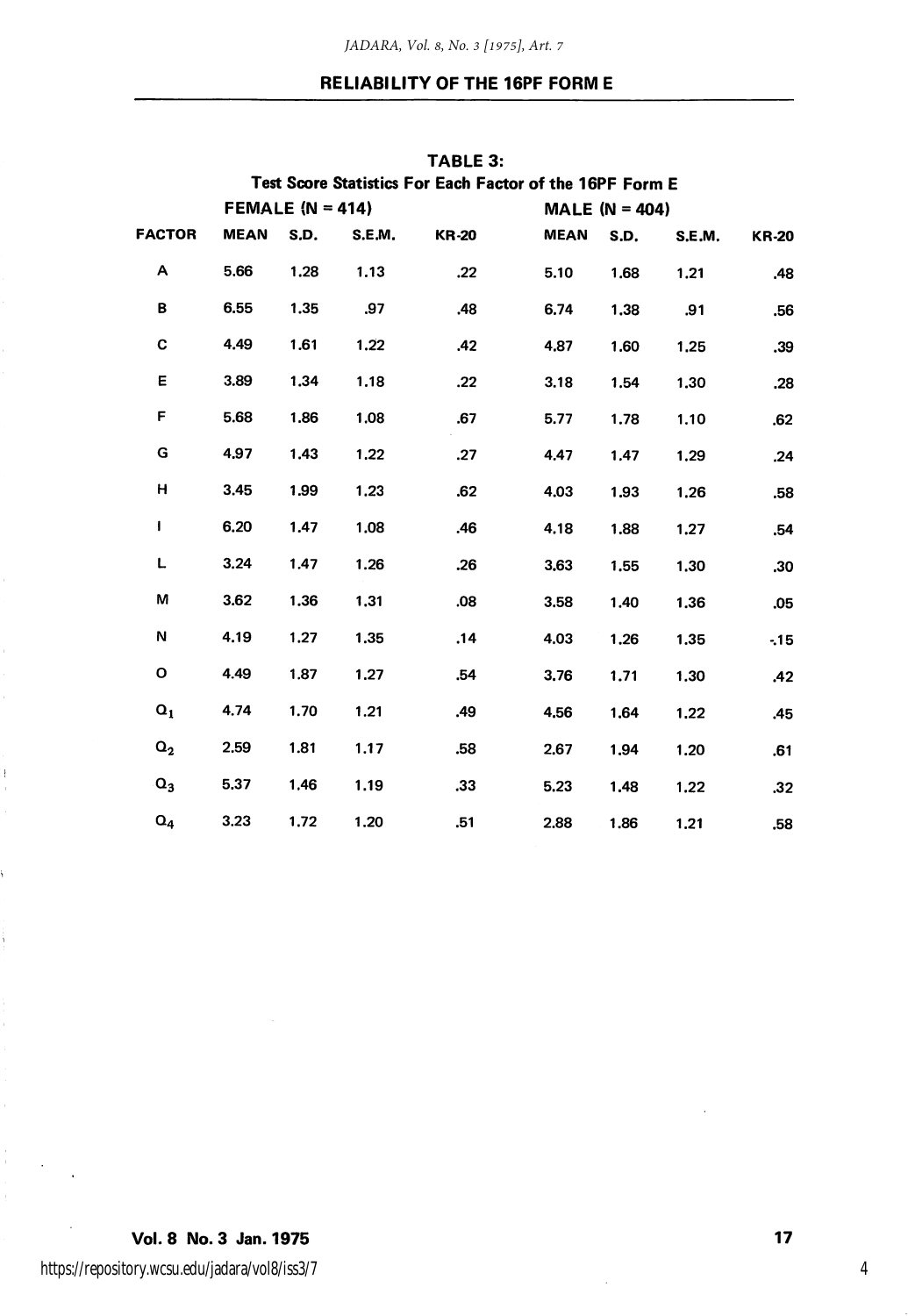**TABLE 3:**
**Test Score Statistics For Each Factor of the 16PF Form E**

| FACTOR | FEMALE (N = 414) | | | | MALE (N = 404) | | | |
|---|---|---|---|---|---|---|---|---|
| | MEAN | S.D. | S.E.M. | KR-20 | MEAN | S.D. | S.E.M. | KR-20 |
| A | 5.66 | 1.28 | 1.13 | .22 | 5.10 | 1.68 | 1.21 | .48 |
| B | 6.55 | 1.35 | .97 | .48 | 6.74 | 1.38 | .91 | .56 |
| C | 4.49 | 1.61 | 1.22 | .42 | 4.87 | 1.60 | 1.25 | .39 |
| E | 3.89 | 1.34 | 1.18 | .22 | 3.18 | 1.54 | 1.30 | .28 |
| F | 5.68 | 1.86 | 1.08 | .67 | 5.77 | 1.78 | 1.10 | .62 |
| G | 4.97 | 1.43 | 1.22 | .27 | 4.47 | 1.47 | 1.29 | .24 |
| H | 3.45 | 1.99 | 1.23 | .62 | 4.03 | 1.93 | 1.26 | .58 |
| I | 6.20 | 1.47 | 1.08 | .46 | 4.18 | 1.88 | 1.27 | .54 |
| L | 3.24 | 1.47 | 1.26 | .26 | 3.63 | 1.55 | 1.30 | .30 |
| M | 3.62 | 1.36 | 1.31 | .08 | 3.58 | 1.40 | 1.36 | .05 |
| N | 4.19 | 1.27 | 1.35 | .14 | 4.03 | 1.26 | 1.35 | -.15 |
| O | 4.49 | 1.87 | 1.27 | .54 | 3.76 | 1.71 | 1.30 | .42 |
| $Q_1$ | 4.74 | 1.70 | 1.21 | .49 | 4.56 | 1.64 | 1.22 | .45 |
| $Q_2$ | 2.59 | 1.81 | 1.17 | .58 | 2.67 | 1.94 | 1.20 | .61 |
| $Q_3$ | 5.37 | 1.46 | 1.19 | .33 | 5.23 | 1.48 | 1.22 | .32 |
| $Q_4$ | 3.23 | 1.72 | 1.20 | .51 | 2.88 | 1.86 | 1.21 | .58 |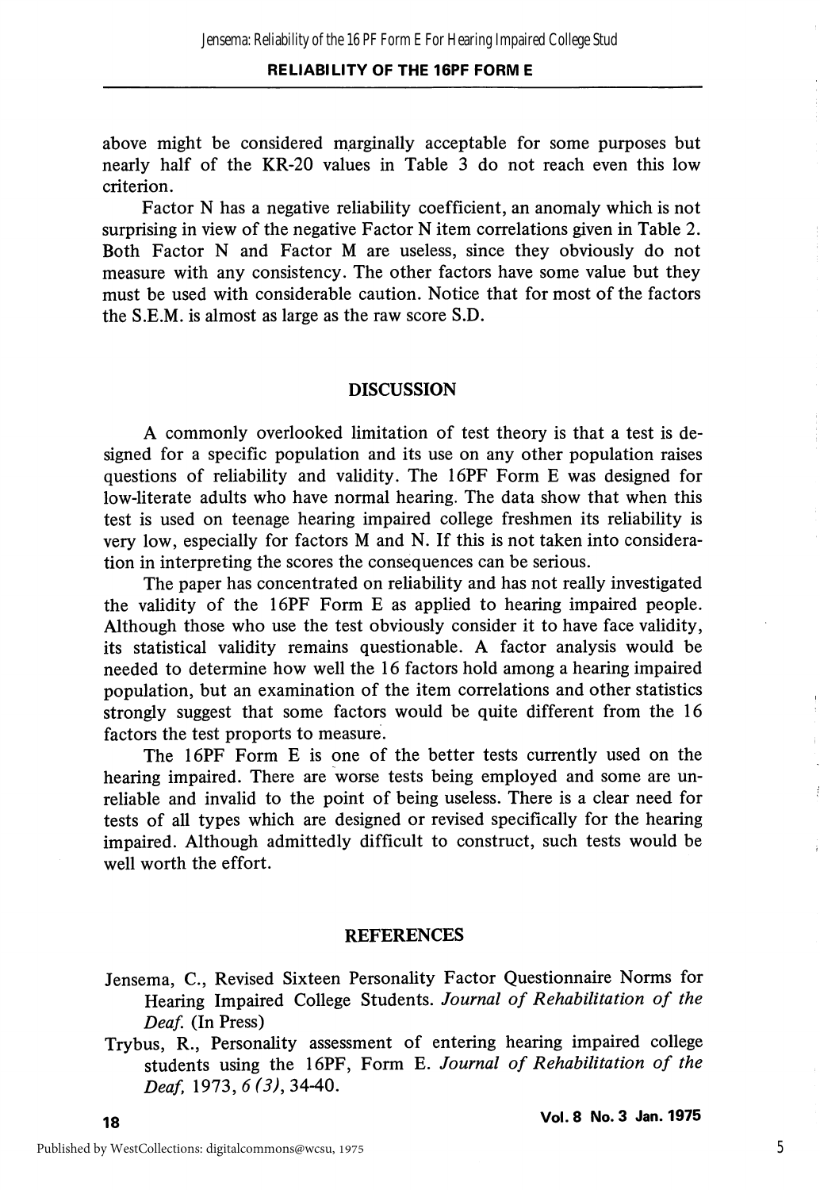above might be considered marginally acceptable for some purposes but nearly half of the KR-20 values in Table 3 do not reach even this low criterion.

Factor N has a negative reliability coefficient, an anomaly which is not surprising in view of the negative Factor N item correlations given in Table 2. Both Factor N and Factor M are useless, since they obviously do not measure with any consistency. The other factors have some value but they must be used with considerable caution. Notice that for most of the factors the S.E.M. is almost as large as the raw score S.D.

## DISCUSSION

A commonly overlooked limitation of test theory is that a test is designed for a specific population and its use on any other population raises questions of reliability and validity. The 16PF Form E was designed for low-literate adults who have normal hearing. The data show that when this test is used on teenage hearing impaired college freshmen its reliability is very low, especially for factors M and N. If this is not taken into consideration in interpreting the scores the consequences can be serious.

The paper has concentrated on reliability and has not really investigated the validity of the 16PF Form E as applied to hearing impaired people. Although those who use the test obviously consider it to have face validity, its statistical validity remains questionable. A factor analysis would be needed to determine how well the 16 factors hold among a hearing impaired population, but an examination of the item correlations and other statistics strongly suggest that some factors would be quite different from the 16 factors the test proports to measure.

The 16PF Form E is one of the better tests currently used on the hearing impaired. There are worse tests being employed and some are unreliable and invalid to the point of being useless. There is a clear need for tests of all types which are designed or revised specifically for the hearing impaired. Although admittedly difficult to construct, such tests would be well worth the effort.

## REFERENCES

Jensema, C., Revised Sixteen Personality Factor Questionnaire Norms for Hearing Impaired College Students. *Journal of Rehabilitation of the Deaf.* (In Press)

Trybus, R., Personality assessment of entering hearing impaired college students using the 16PF, Form E. *Journal of Rehabilitation of the Deaf,* 1973, *6 (3)*, 34-40.